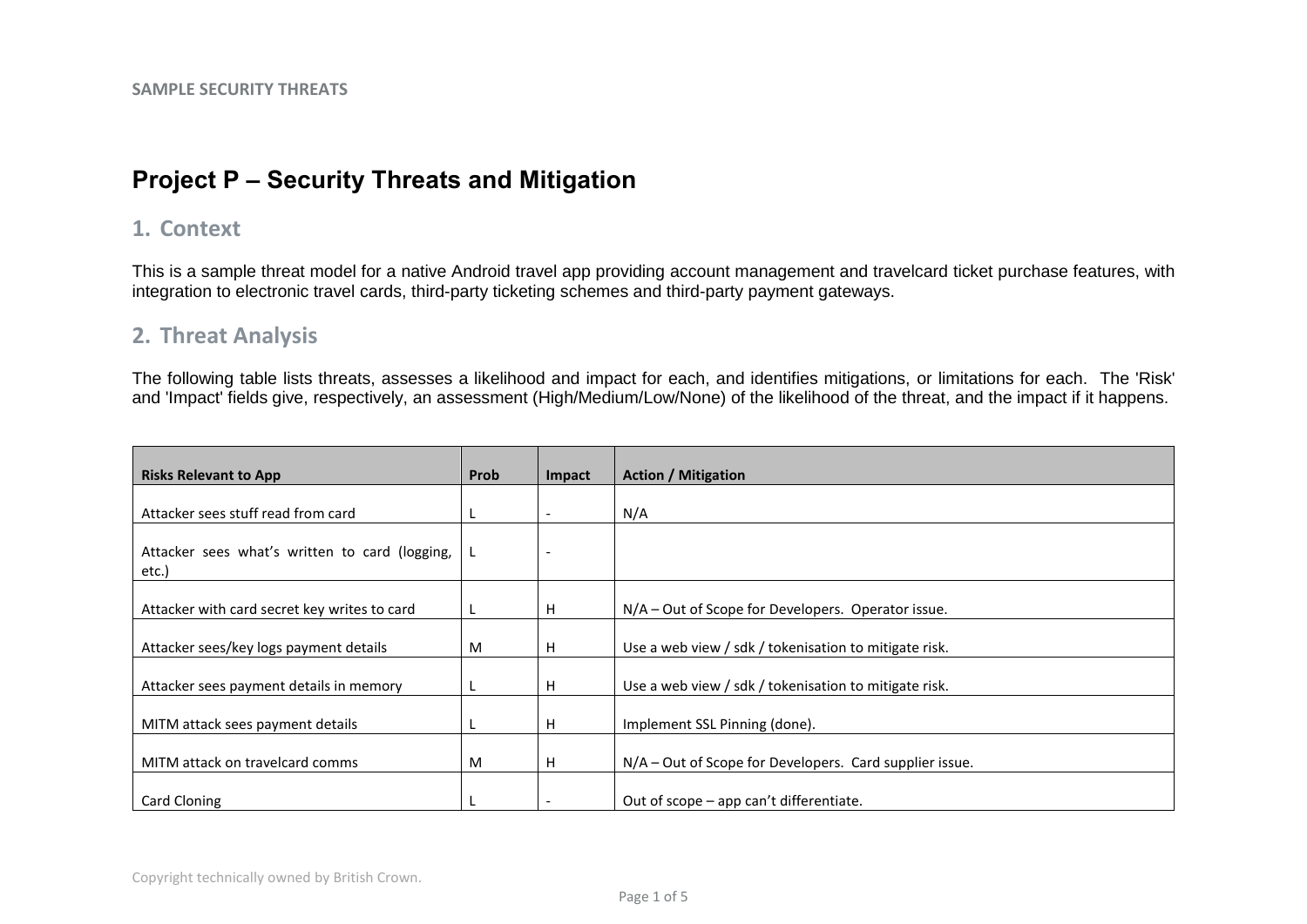# Project P – Security Threats and Mitigation

## 1. Context

This is a sample threat model for a native Android travel app providing account management and travelcard ticket purchase features, with integration to electronic travel cards, third-party ticketing schemes and third-party payment gateways.

## 2. Threat Analysis

The following table lists threats, assesses a likelihood and impact for each, and identifies mitigations, or limitations for each. The 'Risk' and 'Impact' fields give, respectively, an assessment (High/Medium/Low/None) of the likelihood of the threat, and the impact if it happens.

| Risks Relevant to App | Prob | Impact | Action / Mitigation |
|---|---|---|---|
| Attacker sees stuff read from card | L | - | N/A |
| Attacker sees what's written to card (logging, etc.) | L | - | |
| Attacker with card secret key writes to card | L | H | N/A – Out of Scope for Developers. Operator issue. |
| Attacker sees/key logs payment details | M | H | Use a web view / sdk / tokenisation to mitigate risk. |
| Attacker sees payment details in memory | L | H | Use a web view / sdk / tokenisation to mitigate risk. |
| MITM attack sees payment details | L | H | Implement SSL Pinning (done). |
| MITM attack on travelcard comms | M | H | N/A – Out of Scope for Developers. Card supplier issue. |
| Card Cloning | L | - | Out of scope – app can't differentiate. |

Copyright technically owned by British Crown.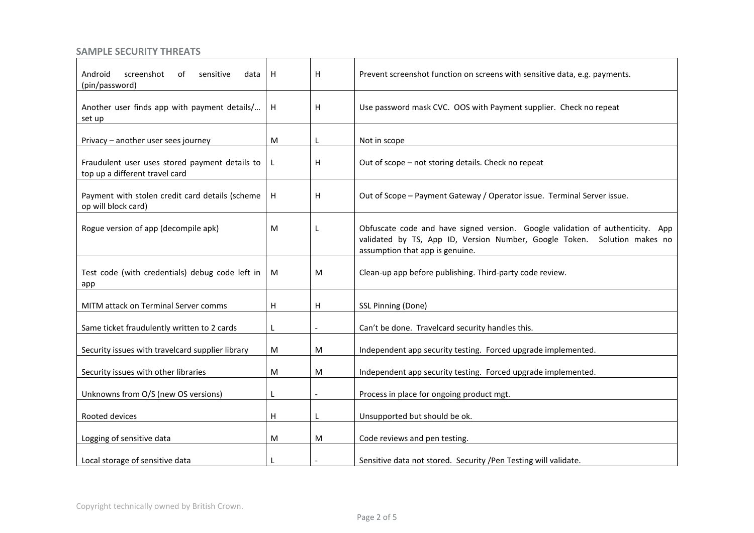### SAMPLE SECURITY THREATS

| | | | |
|---|---|---|---|
| Android screenshot of sensitive data (pin/password) | H | H | Prevent screenshot function on screens with sensitive data, e.g. payments. |
| Another user finds app with payment details/… set up | H | H | Use password mask CVC. OOS with Payment supplier. Check no repeat |
| Privacy – another user sees journey | M | L | Not in scope |
| Fraudulent user uses stored payment details to top up a different travel card | L | H | Out of scope – not storing details. Check no repeat |
| Payment with stolen credit card details (scheme op will block card) | H | H | Out of Scope – Payment Gateway / Operator issue. Terminal Server issue. |
| Rogue version of app (decompile apk) | M | L | Obfuscate code and have signed version. Google validation of authenticity. App validated by TS, App ID, Version Number, Google Token. Solution makes no assumption that app is genuine. |
| Test code (with credentials) debug code left in app | M | M | Clean-up app before publishing. Third-party code review. |
| MITM attack on Terminal Server comms | H | H | SSL Pinning (Done) |
| Same ticket fraudulently written to 2 cards | L | - | Can't be done. Travelcard security handles this. |
| Security issues with travelcard supplier library | M | M | Independent app security testing. Forced upgrade implemented. |
| Security issues with other libraries | M | M | Independent app security testing. Forced upgrade implemented. |
| Unknowns from O/S (new OS versions) | L | - | Process in place for ongoing product mgt. |
| Rooted devices | H | L | Unsupported but should be ok. |
| Logging of sensitive data | M | M | Code reviews and pen testing. |
| Local storage of sensitive data | L | - | Sensitive data not stored. Security /Pen Testing will validate. |

Copyright technically owned by British Crown.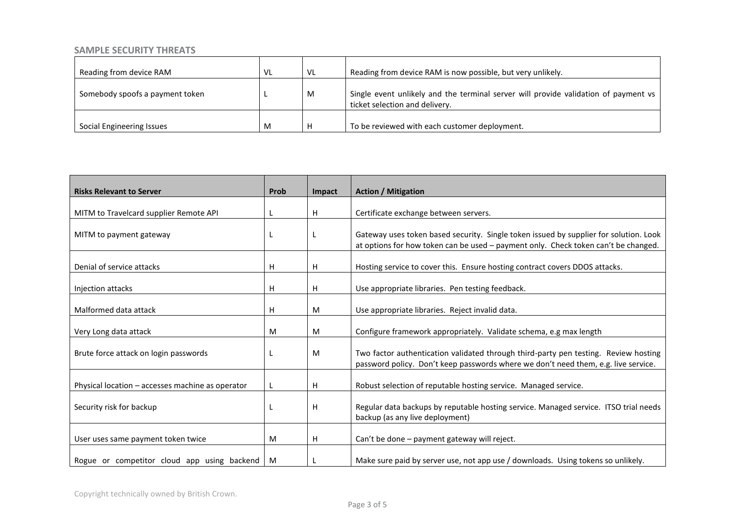### SAMPLE SECURITY THREATS

| | | | |
|---|---|---|---|
| Reading from device RAM | VL | VL | Reading from device RAM is now possible, but very unlikely. |
| Somebody spoofs a payment token | L | M | Single event unlikely and the terminal server will provide validation of payment vs ticket selection and delivery. |
| Social Engineering Issues | M | H | To be reviewed with each customer deployment. |

| **Risks Relevant to Server** | **Prob** | **Impact** | **Action / Mitigation** |
|---|---|---|---|
| MITM to Travelcard supplier Remote API | L | H | Certificate exchange between servers. |
| MITM to payment gateway | L | L | Gateway uses token based security. Single token issued by supplier for solution. Look at options for how token can be used – payment only. Check token can't be changed. |
| Denial of service attacks | H | H | Hosting service to cover this. Ensure hosting contract covers DDOS attacks. |
| Injection attacks | H | H | Use appropriate libraries. Pen testing feedback. |
| Malformed data attack | H | M | Use appropriate libraries. Reject invalid data. |
| Very Long data attack | M | M | Configure framework appropriately. Validate schema, e.g max length |
| Brute force attack on login passwords | L | M | Two factor authentication validated through third-party pen testing. Review hosting password policy. Don't keep passwords where we don't need them, e.g. live service. |
| Physical location – accesses machine as operator | L | H | Robust selection of reputable hosting service. Managed service. |
| Security risk for backup | L | H | Regular data backups by reputable hosting service. Managed service. ITSO trial needs backup (as any live deployment) |
| User uses same payment token twice | M | H | Can't be done – payment gateway will reject. |
| Rogue or competitor cloud app using backend | M | L | Make sure paid by server use, not app use / downloads. Using tokens so unlikely. |

Copyright technically owned by British Crown.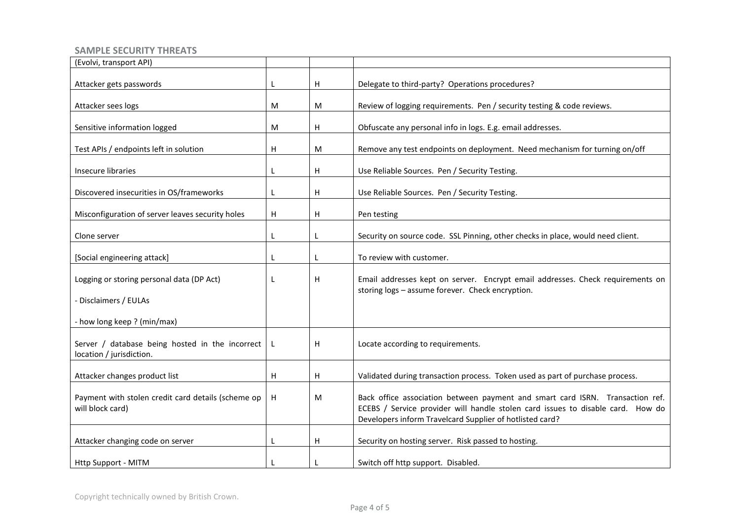**SAMPLE SECURITY THREATS**

| (Evolvi, transport API) | | | |
|---|---|---|---|
| Attacker gets passwords | L | H | Delegate to third-party? Operations procedures? |
| Attacker sees logs | M | M | Review of logging requirements. Pen / security testing & code reviews. |
| Sensitive information logged | M | H | Obfuscate any personal info in logs. E.g. email addresses. |
| Test APIs / endpoints left in solution | H | M | Remove any test endpoints on deployment. Need mechanism for turning on/off |
| Insecure libraries | L | H | Use Reliable Sources. Pen / Security Testing. |
| Discovered insecurities in OS/frameworks | L | H | Use Reliable Sources. Pen / Security Testing. |
| Misconfiguration of server leaves security holes | H | H | Pen testing |
| Clone server | L | L | Security on source code. SSL Pinning, other checks in place, would need client. |
| [Social engineering attack] | L | L | To review with customer. |
| Logging or storing personal data (DP Act)<br>- Disclaimers / EULAs<br>- how long keep ? (min/max) | L | H | Email addresses kept on server. Encrypt email addresses. Check requirements on storing logs – assume forever. Check encryption. |
| Server / database being hosted in the incorrect location / jurisdiction. | L | H | Locate according to requirements. |
| Attacker changes product list | H | H | Validated during transaction process. Token used as part of purchase process. |
| Payment with stolen credit card details (scheme op will block card) | H | M | Back office association between payment and smart card ISRN. Transaction ref. ECEBS / Service provider will handle stolen card issues to disable card. How do Developers inform Travelcard Supplier of hotlisted card? |
| Attacker changing code on server | L | H | Security on hosting server. Risk passed to hosting. |
| Http Support - MITM | L | L | Switch off http support. Disabled. |

Copyright technically owned by British Crown.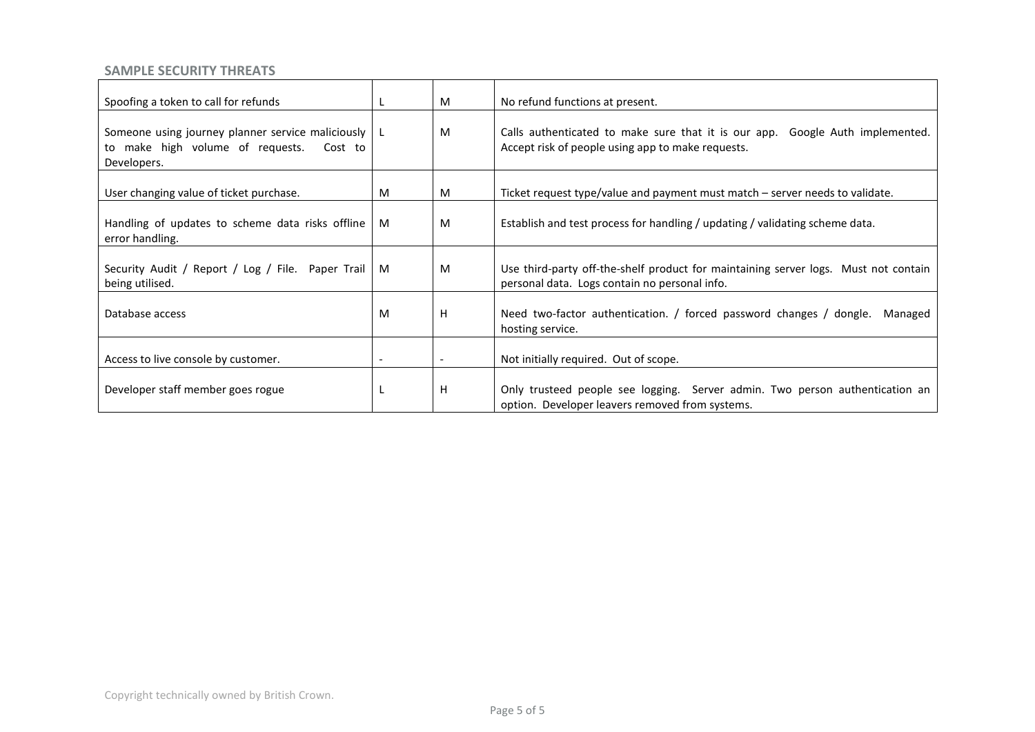### SAMPLE SECURITY THREATS

| | | | |
|---|---|---|---|
| Spoofing a token to call for refunds | L | M | No refund functions at present. |
| Someone using journey planner service maliciously to make high volume of requests. Cost to Developers. | L | M | Calls authenticated to make sure that it is our app. Google Auth implemented. Accept risk of people using app to make requests. |
| User changing value of ticket purchase. | M | M | Ticket request type/value and payment must match – server needs to validate. |
| Handling of updates to scheme data risks offline error handling. | M | M | Establish and test process for handling / updating / validating scheme data. |
| Security Audit / Report / Log / File. Paper Trail being utilised. | M | M | Use third-party off-the-shelf product for maintaining server logs. Must not contain personal data. Logs contain no personal info. |
| Database access | M | H | Need two-factor authentication. / forced password changes / dongle. Managed hosting service. |
| Access to live console by customer. | - | - | Not initially required. Out of scope. |
| Developer staff member goes rogue | L | H | Only trusteed people see logging. Server admin. Two person authentication an option. Developer leavers removed from systems. |

Copyright technically owned by British Crown.